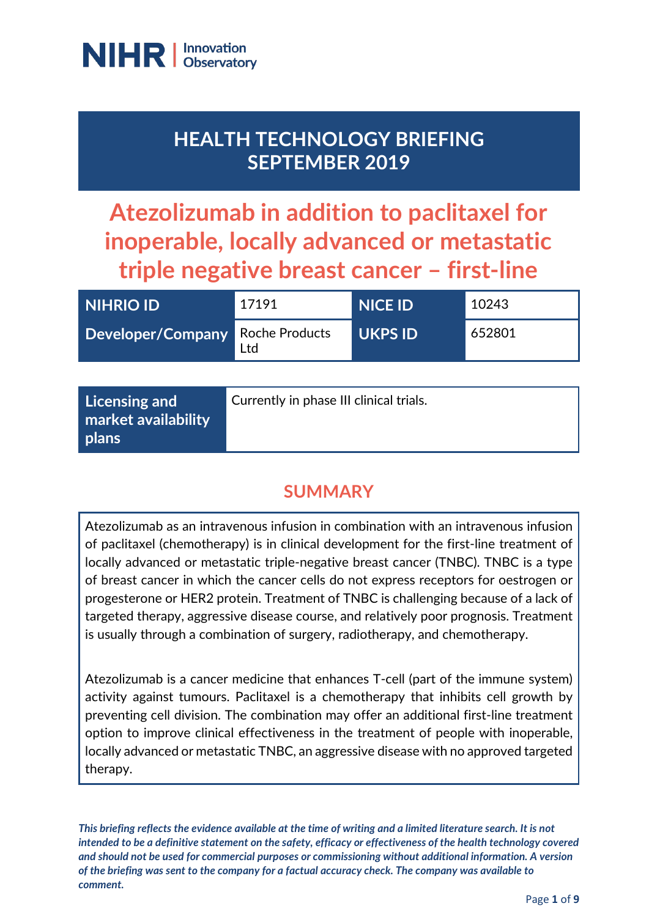NIHR | Innovation Observatory

# HEALTH TECHNOLOGY BRIEFING SEPTEMBER 2019

# Atezolizumab in addition to paclitaxel for inoperable, locally advanced or metastatic triple negative breast cancer – first-line

| NIHRIO ID | 17191 | NICE ID | 10243 |
| --- | --- | --- | --- |
| Developer/Company | Roche Products Ltd | UKPS ID | 652801 |

| Licensing and market availability plans | Currently in phase III clinical trials. |
| --- | --- |

## SUMMARY

Atezolizumab as an intravenous infusion in combination with an intravenous infusion of paclitaxel (chemotherapy) is in clinical development for the first-line treatment of locally advanced or metastatic triple-negative breast cancer (TNBC). TNBC is a type of breast cancer in which the cancer cells do not express receptors for oestrogen or progesterone or HER2 protein. Treatment of TNBC is challenging because of a lack of targeted therapy, aggressive disease course, and relatively poor prognosis. Treatment is usually through a combination of surgery, radiotherapy, and chemotherapy.

Atezolizumab is a cancer medicine that enhances T-cell (part of the immune system) activity against tumours. Paclitaxel is a chemotherapy that inhibits cell growth by preventing cell division. The combination may offer an additional first-line treatment option to improve clinical effectiveness in the treatment of people with inoperable, locally advanced or metastatic TNBC, an aggressive disease with no approved targeted therapy.

***This briefing reflects the evidence available at the time of writing and a limited literature search. It is not intended to be a definitive statement on the safety, efficacy or effectiveness of the health technology covered and should not be used for commercial purposes or commissioning without additional information. A version of the briefing was sent to the company for a factual accuracy check. The company was available to comment.***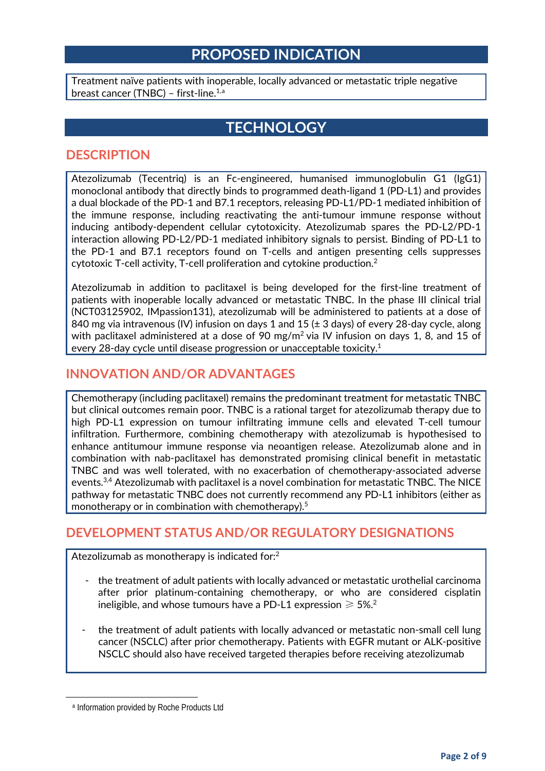# PROPOSED INDICATION

Treatment naïve patients with inoperable, locally advanced or metastatic triple negative breast cancer (TNBC) – first-line.[1,a]

# TECHNOLOGY

## DESCRIPTION

Atezolizumab (Tecentriq) is an Fc-engineered, humanised immunoglobulin G1 (IgG1) monoclonal antibody that directly binds to programmed death-ligand 1 (PD-L1) and provides a dual blockade of the PD-1 and B7.1 receptors, releasing PD-L1/PD-1 mediated inhibition of the immune response, including reactivating the anti-tumour immune response without inducing antibody-dependent cellular cytotoxicity. Atezolizumab spares the PD-L2/PD-1 interaction allowing PD-L2/PD-1 mediated inhibitory signals to persist. Binding of PD-L1 to the PD-1 and B7.1 receptors found on T-cells and antigen presenting cells suppresses cytotoxic T-cell activity, T-cell proliferation and cytokine production.[2]

Atezolizumab in addition to paclitaxel is being developed for the first-line treatment of patients with inoperable locally advanced or metastatic TNBC. In the phase III clinical trial (NCT03125902, IMpassion131), atezolizumab will be administered to patients at a dose of 840 mg via intravenous (IV) infusion on days 1 and 15 (± 3 days) of every 28-day cycle, along with paclitaxel administered at a dose of 90 mg/$m^2$ via IV infusion on days 1, 8, and 15 of every 28-day cycle until disease progression or unacceptable toxicity.[1]

## INNOVATION AND/OR ADVANTAGES

Chemotherapy (including paclitaxel) remains the predominant treatment for metastatic TNBC but clinical outcomes remain poor. TNBC is a rational target for atezolizumab therapy due to high PD-L1 expression on tumour infiltrating immune cells and elevated T-cell tumour infiltration. Furthermore, combining chemotherapy with atezolizumab is hypothesised to enhance antitumour immune response via neoantigen release. Atezolizumab alone and in combination with nab-paclitaxel has demonstrated promising clinical benefit in metastatic TNBC and was well tolerated, with no exacerbation of chemotherapy-associated adverse events.[3,4] Atezolizumab with paclitaxel is a novel combination for metastatic TNBC. The NICE pathway for metastatic TNBC does not currently recommend any PD-L1 inhibitors (either as monotherapy or in combination with chemotherapy).[5]

## DEVELOPMENT STATUS AND/OR REGULATORY DESIGNATIONS

Atezolizumab as monotherapy is indicated for:[2]

- the treatment of adult patients with locally advanced or metastatic urothelial carcinoma after prior platinum-containing chemotherapy, or who are considered cisplatin ineligible, and whose tumours have a PD-L1 expression ⩾ 5%.[2]

- the treatment of adult patients with locally advanced or metastatic non-small cell lung cancer (NSCLC) after prior chemotherapy. Patients with EGFR mutant or ALK-positive NSCLC should also have received targeted therapies before receiving atezolizumab

---

[a] Information provided by Roche Products Ltd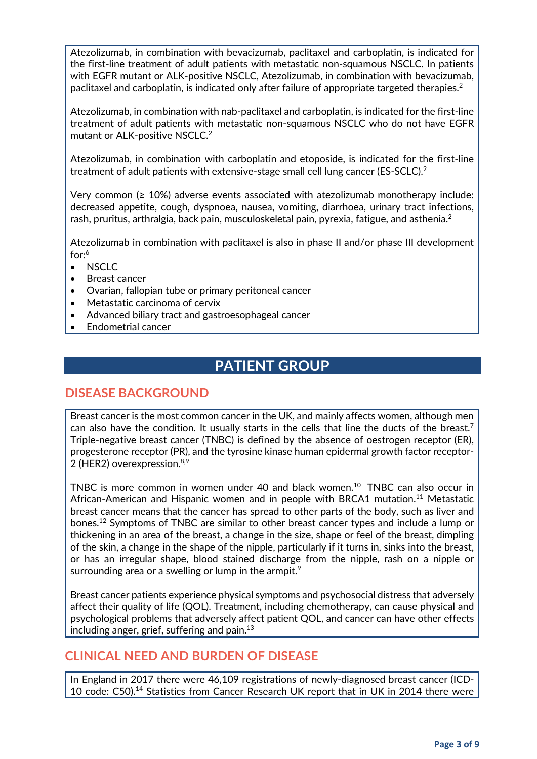Atezolizumab, in combination with bevacizumab, paclitaxel and carboplatin, is indicated for the first-line treatment of adult patients with metastatic non-squamous NSCLC. In patients with EGFR mutant or ALK-positive NSCLC, Atezolizumab, in combination with bevacizumab, paclitaxel and carboplatin, is indicated only after failure of appropriate targeted therapies.[2]

Atezolizumab, in combination with nab-paclitaxel and carboplatin, is indicated for the first-line treatment of adult patients with metastatic non-squamous NSCLC who do not have EGFR mutant or ALK-positive NSCLC.[2]

Atezolizumab, in combination with carboplatin and etoposide, is indicated for the first-line treatment of adult patients with extensive-stage small cell lung cancer (ES-SCLC).[2]

Very common (≥ 10%) adverse events associated with atezolizumab monotherapy include: decreased appetite, cough, dyspnoea, nausea, vomiting, diarrhoea, urinary tract infections, rash, pruritus, arthralgia, back pain, musculoskeletal pain, pyrexia, fatigue, and asthenia.[2]

Atezolizumab in combination with paclitaxel is also in phase II and/or phase III development for:[6]

- NSCLC
- Breast cancer
- Ovarian, fallopian tube or primary peritoneal cancer
- Metastatic carcinoma of cervix
- Advanced biliary tract and gastroesophageal cancer
- Endometrial cancer

# PATIENT GROUP

## DISEASE BACKGROUND

Breast cancer is the most common cancer in the UK, and mainly affects women, although men can also have the condition. It usually starts in the cells that line the ducts of the breast.[7] Triple-negative breast cancer (TNBC) is defined by the absence of oestrogen receptor (ER), progesterone receptor (PR), and the tyrosine kinase human epidermal growth factor receptor-2 (HER2) overexpression.[8,9]

TNBC is more common in women under 40 and black women.[10] TNBC can also occur in African-American and Hispanic women and in people with BRCA1 mutation.[11] Metastatic breast cancer means that the cancer has spread to other parts of the body, such as liver and bones.[12] Symptoms of TNBC are similar to other breast cancer types and include a lump or thickening in an area of the breast, a change in the size, shape or feel of the breast, dimpling of the skin, a change in the shape of the nipple, particularly if it turns in, sinks into the breast, or has an irregular shape, blood stained discharge from the nipple, rash on a nipple or surrounding area or a swelling or lump in the armpit.[9]

Breast cancer patients experience physical symptoms and psychosocial distress that adversely affect their quality of life (QOL). Treatment, including chemotherapy, can cause physical and psychological problems that adversely affect patient QOL, and cancer can have other effects including anger, grief, suffering and pain.[13]

## CLINICAL NEED AND BURDEN OF DISEASE

In England in 2017 there were 46,109 registrations of newly-diagnosed breast cancer (ICD-10 code: C50).[14] Statistics from Cancer Research UK report that in UK in 2014 there were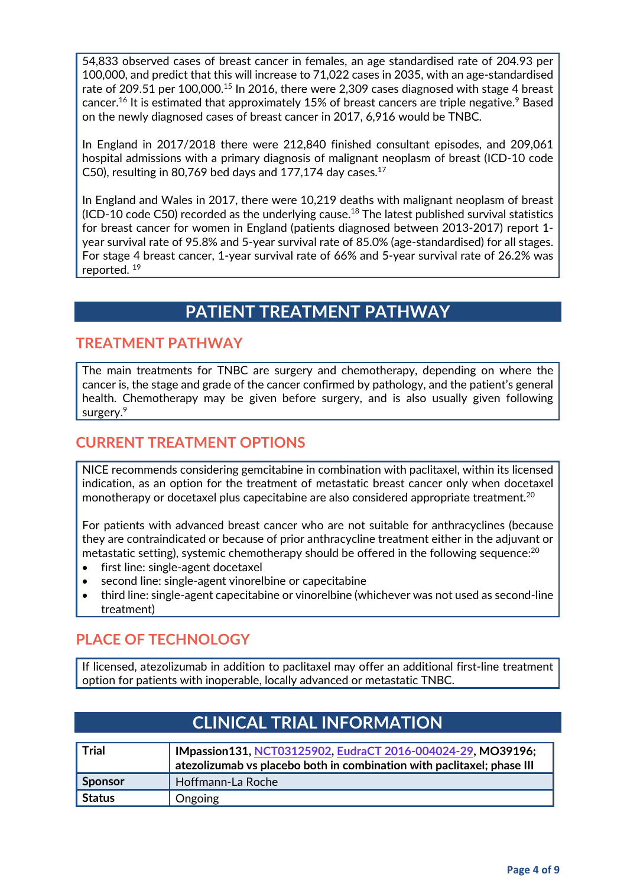54,833 observed cases of breast cancer in females, an age standardised rate of 204.93 per 100,000, and predict that this will increase to 71,022 cases in 2035, with an age-standardised rate of 209.51 per 100,000.[15] In 2016, there were 2,309 cases diagnosed with stage 4 breast cancer.[16] It is estimated that approximately 15% of breast cancers are triple negative.[9] Based on the newly diagnosed cases of breast cancer in 2017, 6,916 would be TNBC.

In England in 2017/2018 there were 212,840 finished consultant episodes, and 209,061 hospital admissions with a primary diagnosis of malignant neoplasm of breast (ICD-10 code C50), resulting in 80,769 bed days and 177,174 day cases.[17]

In England and Wales in 2017, there were 10,219 deaths with malignant neoplasm of breast (ICD-10 code C50) recorded as the underlying cause.[18] The latest published survival statistics for breast cancer for women in England (patients diagnosed between 2013-2017) report 1-year survival rate of 95.8% and 5-year survival rate of 85.0% (age-standardised) for all stages. For stage 4 breast cancer, 1-year survival rate of 66% and 5-year survival rate of 26.2% was reported.[19]

# PATIENT TREATMENT PATHWAY

## TREATMENT PATHWAY

The main treatments for TNBC are surgery and chemotherapy, depending on where the cancer is, the stage and grade of the cancer confirmed by pathology, and the patient's general health. Chemotherapy may be given before surgery, and is also usually given following surgery.[9]

## CURRENT TREATMENT OPTIONS

NICE recommends considering gemcitabine in combination with paclitaxel, within its licensed indication, as an option for the treatment of metastatic breast cancer only when docetaxel monotherapy or docetaxel plus capecitabine are also considered appropriate treatment.[20]

For patients with advanced breast cancer who are not suitable for anthracyclines (because they are contraindicated or because of prior anthracycline treatment either in the adjuvant or metastatic setting), systemic chemotherapy should be offered in the following sequence:[20]

- first line: single-agent docetaxel
- second line: single-agent vinorelbine or capecitabine
- third line: single-agent capecitabine or vinorelbine (whichever was not used as second-line treatment)

## PLACE OF TECHNOLOGY

If licensed, atezolizumab in addition to paclitaxel may offer an additional first-line treatment option for patients with inoperable, locally advanced or metastatic TNBC.

# CLINICAL TRIAL INFORMATION

| Trial | **IMpassion131, NCT03125902, EudraCT 2016-004024-29, MO39196; atezolizumab vs placebo both in combination with paclitaxel; phase III** |
|---|---|
| Sponsor | Hoffmann-La Roche |
| Status | Ongoing |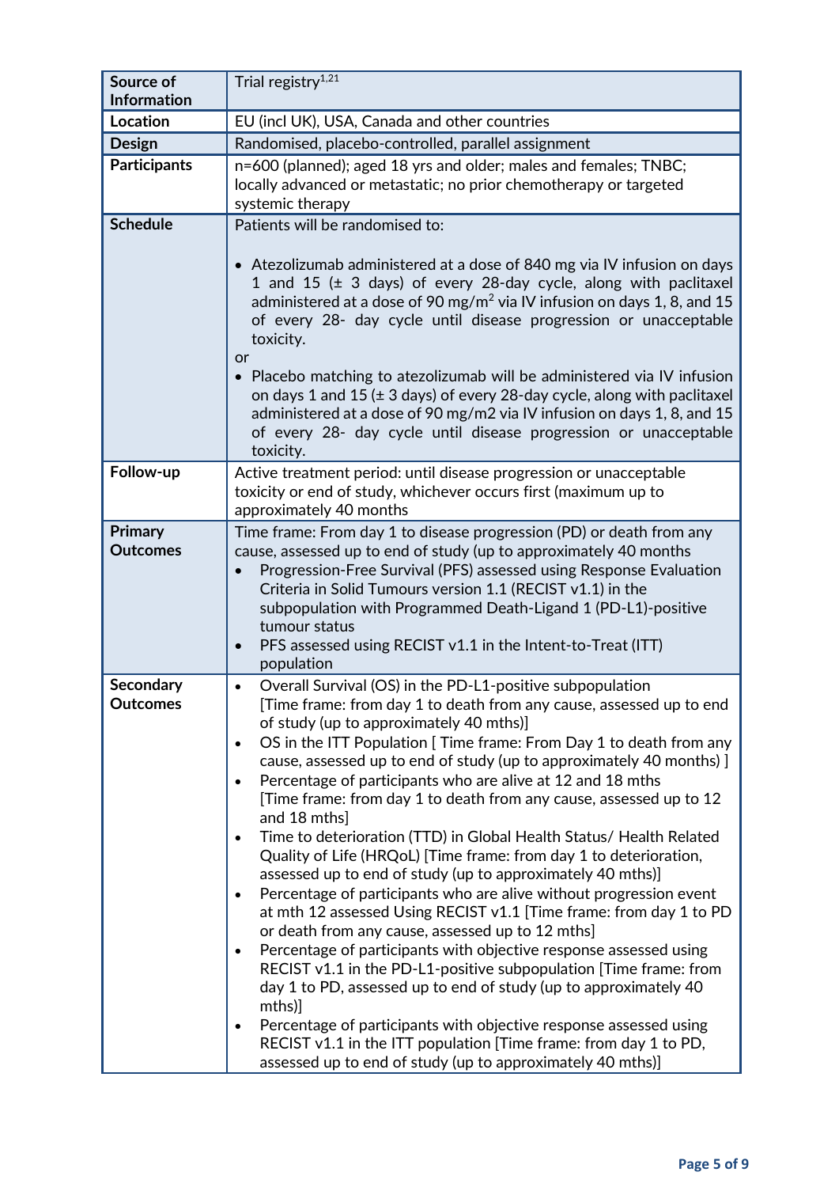| Source of Information | Trial registry[1,21] |
|---|---|
| Location | EU (incl UK), USA, Canada and other countries |
| Design | Randomised, placebo-controlled, parallel assignment |
| Participants | n=600 (planned); aged 18 yrs and older; males and females; TNBC; locally advanced or metastatic; no prior chemotherapy or targeted systemic therapy |
| Schedule | Patients will be randomised to:<br><br>• Atezolizumab administered at a dose of 840 mg via IV infusion on days 1 and 15 (± 3 days) of every 28-day cycle, along with paclitaxel administered at a dose of 90 mg/m$^2$ via IV infusion on days 1, 8, and 15 of every 28- day cycle until disease progression or unacceptable toxicity.<br>or<br>• Placebo matching to atezolizumab will be administered via IV infusion on days 1 and 15 (± 3 days) of every 28-day cycle, along with paclitaxel administered at a dose of 90 mg/m2 via IV infusion on days 1, 8, and 15 of every 28- day cycle until disease progression or unacceptable toxicity. |
| Follow-up | Active treatment period: until disease progression or unacceptable toxicity or end of study, whichever occurs first (maximum up to approximately 40 months |
| Primary Outcomes | Time frame: From day 1 to disease progression (PD) or death from any cause, assessed up to end of study (up to approximately 40 months<br>• Progression-Free Survival (PFS) assessed using Response Evaluation Criteria in Solid Tumours version 1.1 (RECIST v1.1) in the subpopulation with Programmed Death-Ligand 1 (PD-L1)-positive tumour status<br>• PFS assessed using RECIST v1.1 in the Intent-to-Treat (ITT) population |
| Secondary Outcomes | • Overall Survival (OS) in the PD-L1-positive subpopulation [Time frame: from day 1 to death from any cause, assessed up to end of study (up to approximately 40 mths)]<br>• OS in the ITT Population [ Time frame: From Day 1 to death from any cause, assessed up to end of study (up to approximately 40 months) ]<br>• Percentage of participants who are alive at 12 and 18 mths [Time frame: from day 1 to death from any cause, assessed up to 12 and 18 mths]<br>• Time to deterioration (TTD) in Global Health Status/ Health Related Quality of Life (HRQoL) [Time frame: from day 1 to deterioration, assessed up to end of study (up to approximately 40 mths)]<br>• Percentage of participants who are alive without progression event at mth 12 assessed Using RECIST v1.1 [Time frame: from day 1 to PD or death from any cause, assessed up to 12 mths]<br>• Percentage of participants with objective response assessed using RECIST v1.1 in the PD-L1-positive subpopulation [Time frame: from day 1 to PD, assessed up to end of study (up to approximately 40 mths)]<br>• Percentage of participants with objective response assessed using RECIST v1.1 in the ITT population [Time frame: from day 1 to PD, assessed up to end of study (up to approximately 40 mths)] |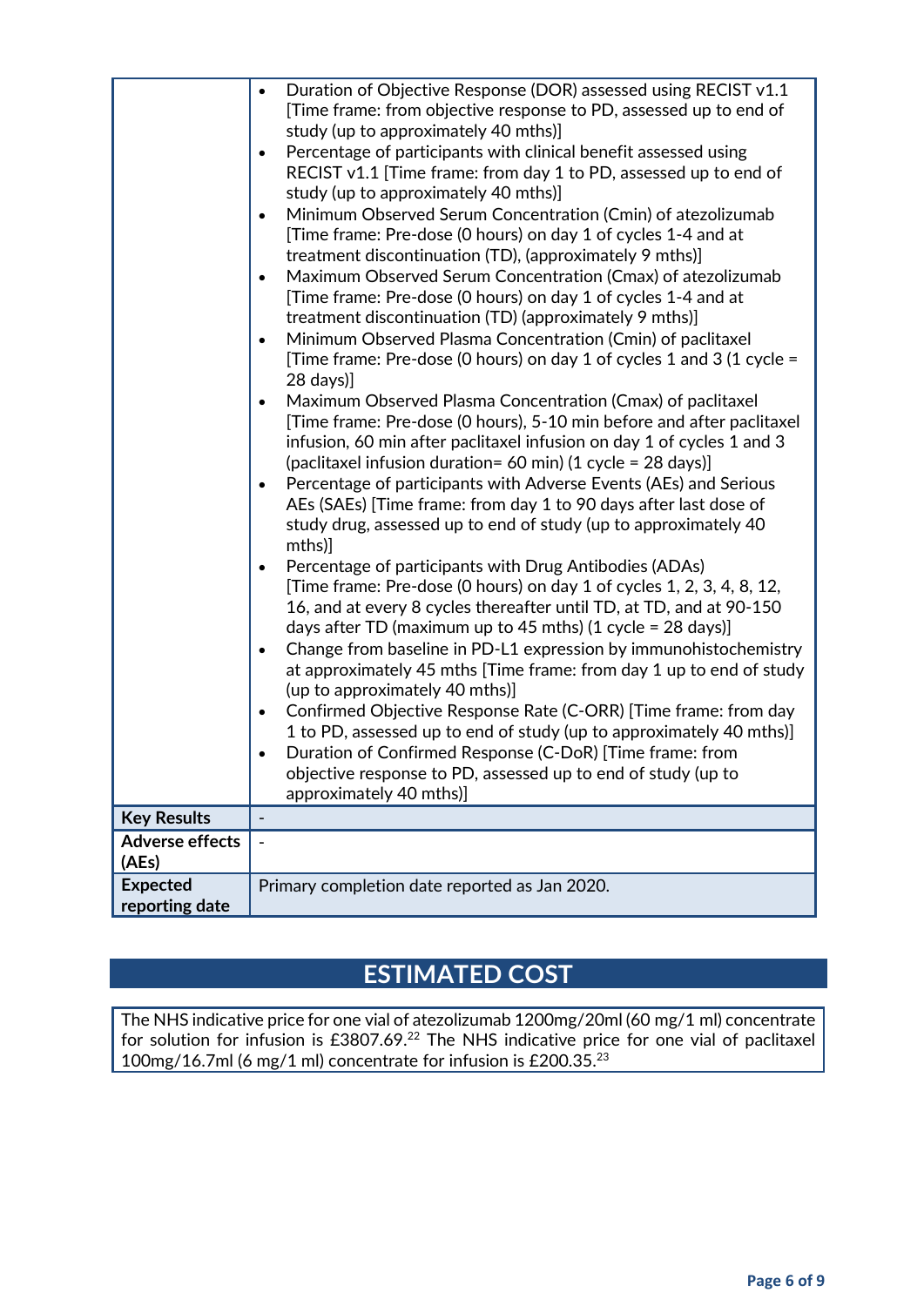| | |
|---|---|
| | • Duration of Objective Response (DOR) assessed using RECIST v1.1 [Time frame: from objective response to PD, assessed up to end of study (up to approximately 40 mths)]<br>• Percentage of participants with clinical benefit assessed using RECIST v1.1 [Time frame: from day 1 to PD, assessed up to end of study (up to approximately 40 mths)]<br>• Minimum Observed Serum Concentration (Cmin) of atezolizumab [Time frame: Pre-dose (0 hours) on day 1 of cycles 1-4 and at treatment discontinuation (TD), (approximately 9 mths)]<br>• Maximum Observed Serum Concentration (Cmax) of atezolizumab [Time frame: Pre-dose (0 hours) on day 1 of cycles 1-4 and at treatment discontinuation (TD) (approximately 9 mths)]<br>• Minimum Observed Plasma Concentration (Cmin) of paclitaxel [Time frame: Pre-dose (0 hours) on day 1 of cycles 1 and 3 (1 cycle = 28 days)]<br>• Maximum Observed Plasma Concentration (Cmax) of paclitaxel [Time frame: Pre-dose (0 hours), 5-10 min before and after paclitaxel infusion, 60 min after paclitaxel infusion on day 1 of cycles 1 and 3 (paclitaxel infusion duration= 60 min) (1 cycle = 28 days)]<br>• Percentage of participants with Adverse Events (AEs) and Serious AEs (SAEs) [Time frame: from day 1 to 90 days after last dose of study drug, assessed up to end of study (up to approximately 40 mths)]<br>• Percentage of participants with Drug Antibodies (ADAs) [Time frame: Pre-dose (0 hours) on day 1 of cycles 1, 2, 3, 4, 8, 12, 16, and at every 8 cycles thereafter until TD, at TD, and at 90-150 days after TD (maximum up to 45 mths) (1 cycle = 28 days)]<br>• Change from baseline in PD-L1 expression by immunohistochemistry at approximately 45 mths [Time frame: from day 1 up to end of study (up to approximately 40 mths)]<br>• Confirmed Objective Response Rate (C-ORR) [Time frame: from day 1 to PD, assessed up to end of study (up to approximately 40 mths)]<br>• Duration of Confirmed Response (C-DoR) [Time frame: from objective response to PD, assessed up to end of study (up to approximately 40 mths)] |
| **Key Results** | - |
| **Adverse effects (AEs)** | - |
| **Expected reporting date** | Primary completion date reported as Jan 2020. |

# ESTIMATED COST

The NHS indicative price for one vial of atezolizumab 1200mg/20ml (60 mg/1 ml) concentrate for solution for infusion is £3807.69.[22] The NHS indicative price for one vial of paclitaxel 100mg/16.7ml (6 mg/1 ml) concentrate for infusion is £200.35.[23]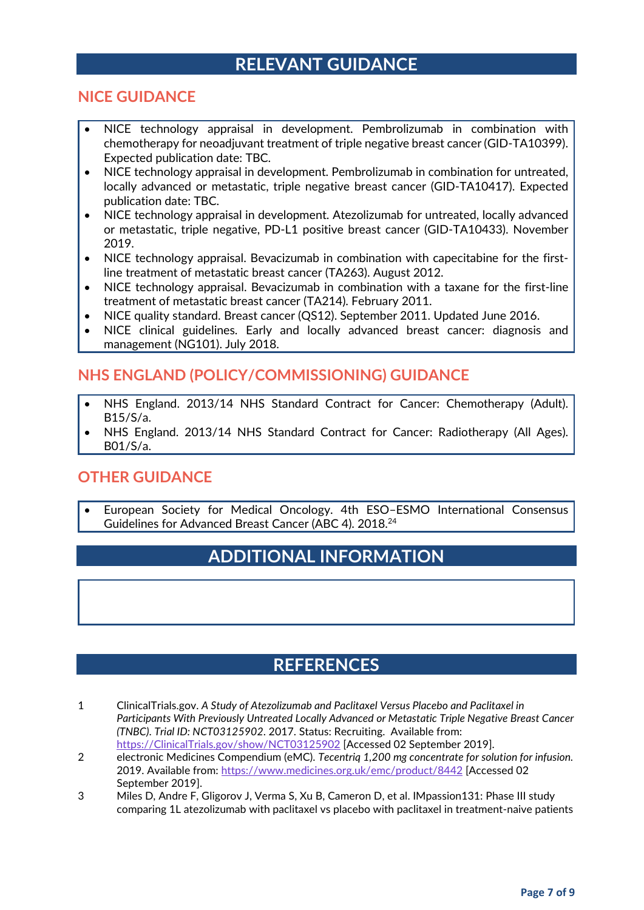# RELEVANT GUIDANCE

## NICE GUIDANCE

- NICE technology appraisal in development. Pembrolizumab in combination with chemotherapy for neoadjuvant treatment of triple negative breast cancer (GID-TA10399). Expected publication date: TBC.
- NICE technology appraisal in development. Pembrolizumab in combination for untreated, locally advanced or metastatic, triple negative breast cancer (GID-TA10417). Expected publication date: TBC.
- NICE technology appraisal in development. Atezolizumab for untreated, locally advanced or metastatic, triple negative, PD-L1 positive breast cancer (GID-TA10433). November 2019.
- NICE technology appraisal. Bevacizumab in combination with capecitabine for the first-line treatment of metastatic breast cancer (TA263). August 2012.
- NICE technology appraisal. Bevacizumab in combination with a taxane for the first-line treatment of metastatic breast cancer (TA214). February 2011.
- NICE quality standard. Breast cancer (QS12). September 2011. Updated June 2016.
- NICE clinical guidelines. Early and locally advanced breast cancer: diagnosis and management (NG101). July 2018.

## NHS ENGLAND (POLICY/COMMISSIONING) GUIDANCE

- NHS England. 2013/14 NHS Standard Contract for Cancer: Chemotherapy (Adult). B15/S/a.
- NHS England. 2013/14 NHS Standard Contract for Cancer: Radiotherapy (All Ages). B01/S/a.

## OTHER GUIDANCE

- European Society for Medical Oncology. 4th ESO–ESMO International Consensus Guidelines for Advanced Breast Cancer (ABC 4). 2018.[24]

# ADDITIONAL INFORMATION

# REFERENCES

1. ClinicalTrials.gov. *A Study of Atezolizumab and Paclitaxel Versus Placebo and Paclitaxel in Participants With Previously Untreated Locally Advanced or Metastatic Triple Negative Breast Cancer (TNBC). Trial ID: NCT03125902*. 2017. Status: Recruiting. Available from: https://ClinicalTrials.gov/show/NCT03125902 [Accessed 02 September 2019].
2. electronic Medicines Compendium (eMC). *Tecentriq 1,200 mg concentrate for solution for infusion.* 2019. Available from: https://www.medicines.org.uk/emc/product/8442 [Accessed 02 September 2019].
3. Miles D, Andre F, Gligorov J, Verma S, Xu B, Cameron D, et al. IMpassion131: Phase III study comparing 1L atezolizumab with paclitaxel vs placebo with paclitaxel in treatment-naive patients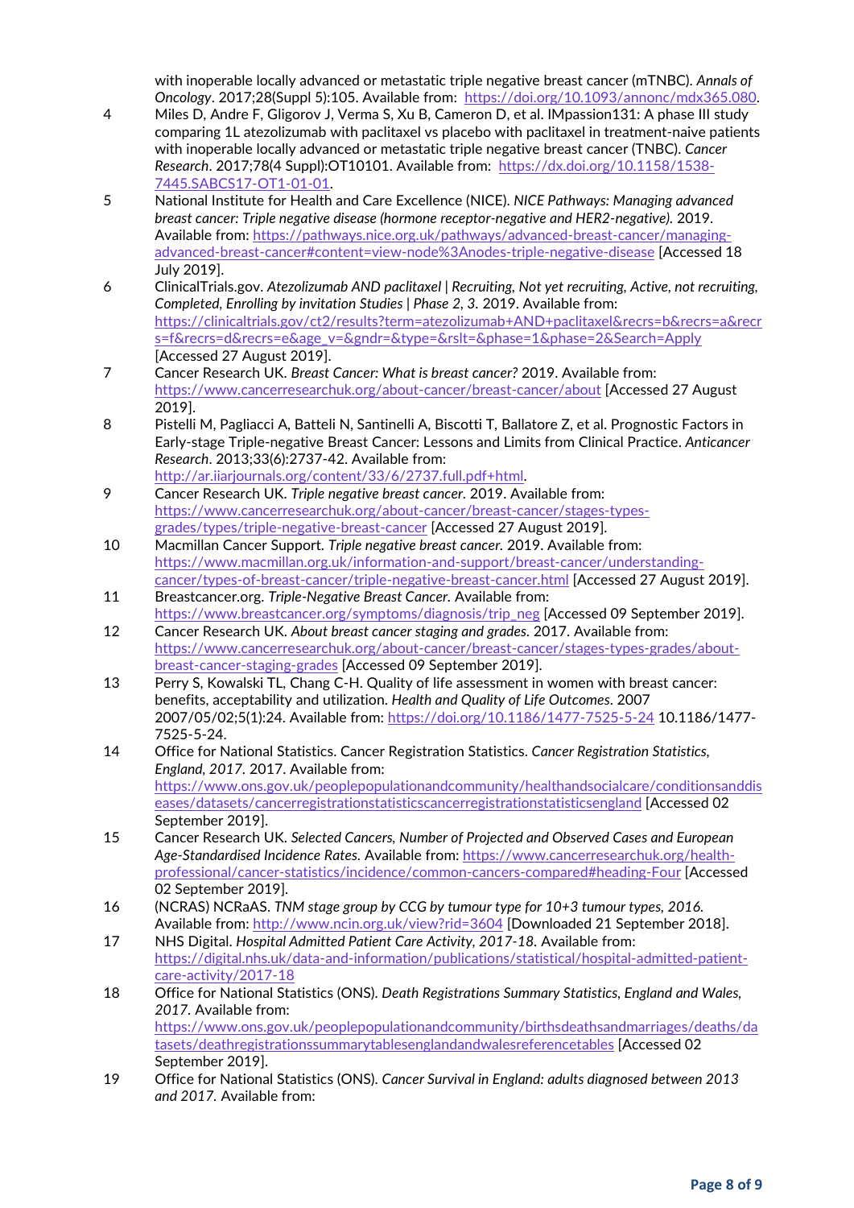with inoperable locally advanced or metastatic triple negative breast cancer (mTNBC). *Annals of Oncology*. 2017;28(Suppl 5):105. Available from: https://doi.org/10.1093/annonc/mdx365.080.

4. Miles D, Andre F, Gligorov J, Verma S, Xu B, Cameron D, et al. IMpassion131: A phase III study comparing 1L atezolizumab with paclitaxel vs placebo with paclitaxel in treatment-naive patients with inoperable locally advanced or metastatic triple negative breast cancer (TNBC). *Cancer Research*. 2017;78(4 Suppl):OT10101. Available from: https://dx.doi.org/10.1158/1538-7445.SABCS17-OT1-01-01.
5. National Institute for Health and Care Excellence (NICE). *NICE Pathways: Managing advanced breast cancer: Triple negative disease (hormone receptor-negative and HER2-negative).* 2019. Available from: https://pathways.nice.org.uk/pathways/advanced-breast-cancer/managing-advanced-breast-cancer#content=view-node%3Anodes-triple-negative-disease [Accessed 18 July 2019].
6. ClinicalTrials.gov. *Atezolizumab AND paclitaxel | Recruiting, Not yet recruiting, Active, not recruiting, Completed, Enrolling by invitation Studies | Phase 2, 3.* 2019. Available from: https://clinicaltrials.gov/ct2/results?term=atezolizumab+AND+paclitaxel&recrs=b&recrs=a&recrs=f&recrs=d&recrs=e&age_v=&gndr=&type=&rslt=&phase=1&phase=2&Search=Apply [Accessed 27 August 2019].
7. Cancer Research UK. *Breast Cancer: What is breast cancer?* 2019. Available from: https://www.cancerresearchuk.org/about-cancer/breast-cancer/about [Accessed 27 August 2019].
8. Pistelli M, Pagliacci A, Batteli N, Santinelli A, Biscotti T, Ballatore Z, et al. Prognostic Factors in Early-stage Triple-negative Breast Cancer: Lessons and Limits from Clinical Practice. *Anticancer Research*. 2013;33(6):2737-42. Available from: http://ar.iiarjournals.org/content/33/6/2737.full.pdf+html.
9. Cancer Research UK. *Triple negative breast cancer.* 2019. Available from: https://www.cancerresearchuk.org/about-cancer/breast-cancer/stages-types-grades/types/triple-negative-breast-cancer [Accessed 27 August 2019].
10. Macmillan Cancer Support. *Triple negative breast cancer.* 2019. Available from: https://www.macmillan.org.uk/information-and-support/breast-cancer/understanding-cancer/types-of-breast-cancer/triple-negative-breast-cancer.html [Accessed 27 August 2019].
11. Breastcancer.org. *Triple-Negative Breast Cancer.* Available from: https://www.breastcancer.org/symptoms/diagnosis/trip_neg [Accessed 09 September 2019].
12. Cancer Research UK. *About breast cancer staging and grades.* 2017. Available from: https://www.cancerresearchuk.org/about-cancer/breast-cancer/stages-types-grades/about-breast-cancer-staging-grades [Accessed 09 September 2019].
13. Perry S, Kowalski TL, Chang C-H. Quality of life assessment in women with breast cancer: benefits, acceptability and utilization. *Health and Quality of Life Outcomes*. 2007 2007/05/02;5(1):24. Available from: https://doi.org/10.1186/1477-7525-5-24 10.1186/1477-7525-5-24.
14. Office for National Statistics. Cancer Registration Statistics. *Cancer Registration Statistics, England, 2017.* 2017. Available from: https://www.ons.gov.uk/peoplepopulationandcommunity/healthandsocialcare/conditionsanddiseases/datasets/cancerregistrationstatisticscancerregistrationstatisticsengland [Accessed 02 September 2019].
15. Cancer Research UK. *Selected Cancers, Number of Projected and Observed Cases and European Age-Standardised Incidence Rates.* Available from: https://www.cancerresearchuk.org/health-professional/cancer-statistics/incidence/common-cancers-compared#heading-Four [Accessed 02 September 2019].
16. (NCRAS) NCRaAS. *TNM stage group by CCG by tumour type for 10+3 tumour types, 2016.* Available from: http://www.ncin.org.uk/view?rid=3604 [Downloaded 21 September 2018].
17. NHS Digital. *Hospital Admitted Patient Care Activity, 2017-18.* Available from: https://digital.nhs.uk/data-and-information/publications/statistical/hospital-admitted-patient-care-activity/2017-18
18. Office for National Statistics (ONS). *Death Registrations Summary Statistics, England and Wales, 2017.* Available from: https://www.ons.gov.uk/peoplepopulationandcommunity/birthsdeathsandmarriages/deaths/datasets/deathregistrationssummarytablesenglandandwalesreferencetables [Accessed 02 September 2019].
19. Office for National Statistics (ONS). *Cancer Survival in England: adults diagnosed between 2013 and 2017.* Available from: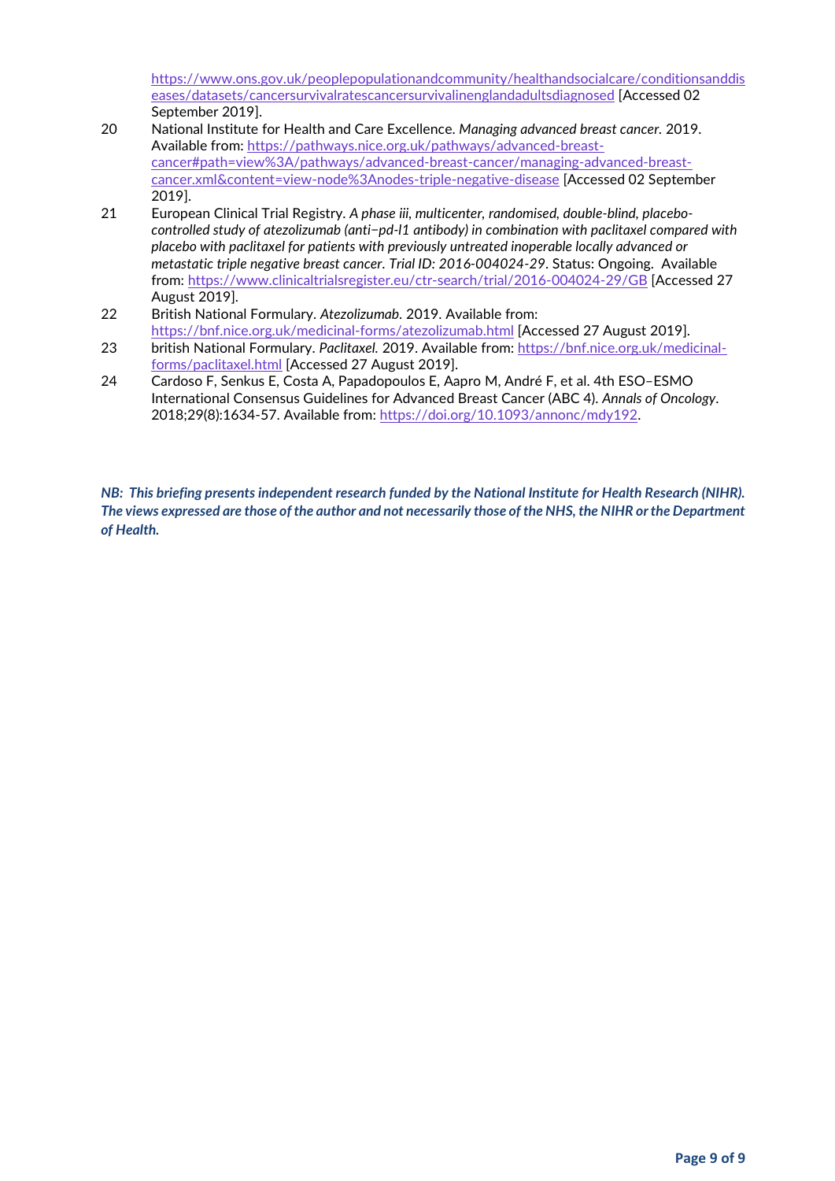https://www.ons.gov.uk/peoplepopulationandcommunity/healthandsocialcare/conditionsanddiseases/datasets/cancersurvivalratescancersurvivalinenglandadultsdiagnosed [Accessed 02 September 2019].

20 National Institute for Health and Care Excellence. *Managing advanced breast cancer.* 2019. Available from: https://pathways.nice.org.uk/pathways/advanced-breast-cancer#path=view%3A/pathways/advanced-breast-cancer/managing-advanced-breast-cancer.xml&content=view-node%3Anodes-triple-negative-disease [Accessed 02 September 2019].

21 European Clinical Trial Registry. *A phase iii, multicenter, randomised, double-blind, placebo-controlled study of atezolizumab (anti−pd-l1 antibody) in combination with paclitaxel compared with placebo with paclitaxel for patients with previously untreated inoperable locally advanced or metastatic triple negative breast cancer. Trial ID: 2016-004024-29*. Status: Ongoing. Available from: https://www.clinicaltrialsregister.eu/ctr-search/trial/2016-004024-29/GB [Accessed 27 August 2019].

22 British National Formulary. *Atezolizumab*. 2019. Available from: https://bnf.nice.org.uk/medicinal-forms/atezolizumab.html [Accessed 27 August 2019].

23 british National Formulary. *Paclitaxel.* 2019. Available from: https://bnf.nice.org.uk/medicinal-forms/paclitaxel.html [Accessed 27 August 2019].

24 Cardoso F, Senkus E, Costa A, Papadopoulos E, Aapro M, André F, et al. 4th ESO–ESMO International Consensus Guidelines for Advanced Breast Cancer (ABC 4). *Annals of Oncology*. 2018;29(8):1634-57. Available from: https://doi.org/10.1093/annonc/mdy192.

***NB: This briefing presents independent research funded by the National Institute for Health Research (NIHR). The views expressed are those of the author and not necessarily those of the NHS, the NIHR or the Department of Health.***